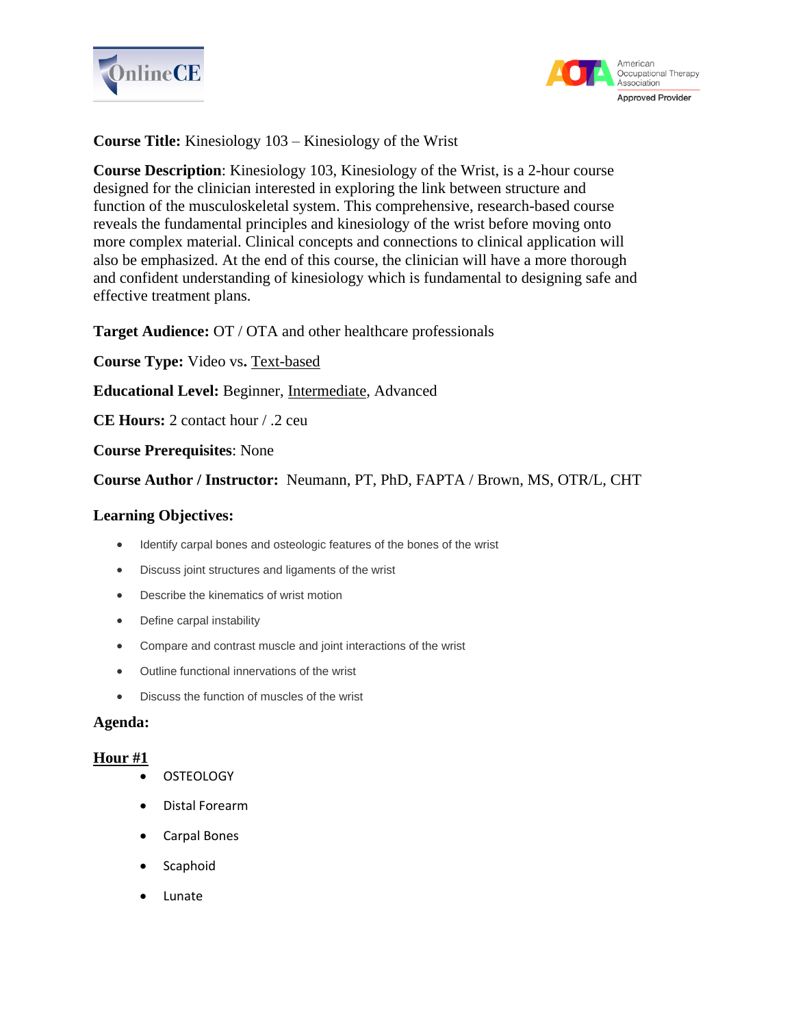**Course Title:** Kinesiology 103 – Kinesiology of the Wrist

**Course Description**: Kinesiology 103, Kinesiology of the Wrist, is a 2-hour course designed for the clinician interested in exploring the link between structure and function of the musculoskeletal system. This comprehensive, research-based course reveals the fundamental principles and kinesiology of the wrist before moving onto more complex material. Clinical concepts and connections to clinical application will also be emphasized. At the end of this course, the clinician will have a more thorough and confident understanding of kinesiology which is fundamental to designing safe and effective treatment plans.

**Target Audience:** OT / OTA and other healthcare professionals

**Course Type:** Video vs**.** <u>Text-based</u>

**Educational Level:** Beginner, <u>Intermediate</u>, Advanced

**CE Hours:** 2 contact hour / .2 ceu

**Course Prerequisites**: None

**Course Author / Instructor:** Neumann, PT, PhD, FAPTA / Brown, MS, OTR/L, CHT

## Learning Objectives:

- Identify carpal bones and osteologic features of the bones of the wrist
- Discuss joint structures and ligaments of the wrist
- Describe the kinematics of wrist motion
- Define carpal instability
- Compare and contrast muscle and joint interactions of the wrist
- Outline functional innervations of the wrist
- Discuss the function of muscles of the wrist

## Agenda:

### <u>Hour #1</u>

- OSTEOLOGY
- Distal Forearm
- Carpal Bones
- Scaphoid
- Lunate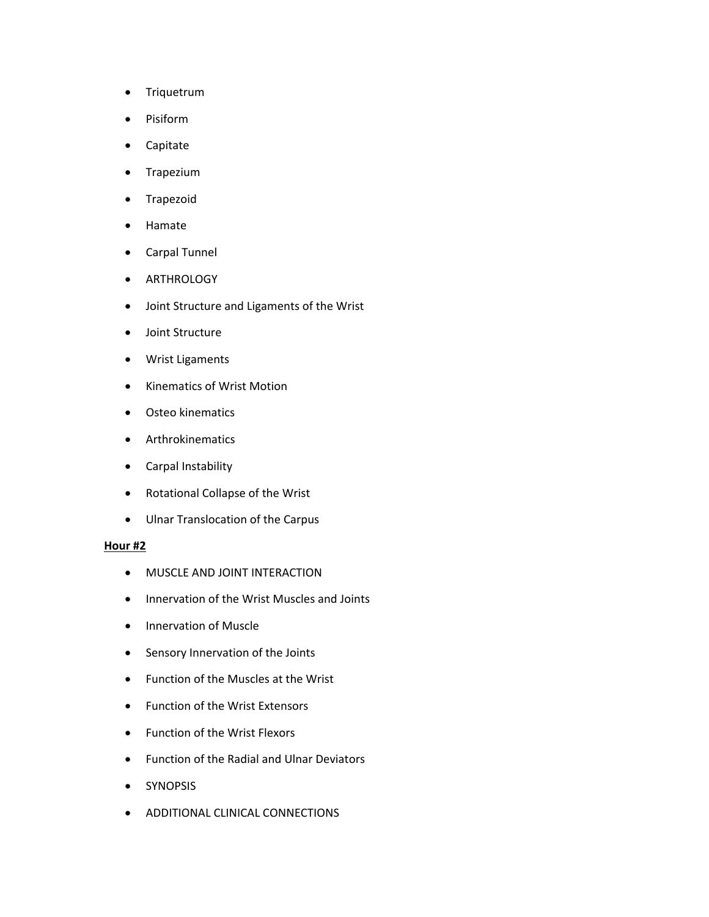- Triquetrum
- Pisiform
- Capitate
- Trapezium
- Trapezoid
- Hamate
- Carpal Tunnel
- ARTHROLOGY
- Joint Structure and Ligaments of the Wrist
- Joint Structure
- Wrist Ligaments
- Kinematics of Wrist Motion
- Osteo kinematics
- Arthrokinematics
- Carpal Instability
- Rotational Collapse of the Wrist
- Ulnar Translocation of the Carpus

**Hour #2**

- MUSCLE AND JOINT INTERACTION
- Innervation of the Wrist Muscles and Joints
- Innervation of Muscle
- Sensory Innervation of the Joints
- Function of the Muscles at the Wrist
- Function of the Wrist Extensors
- Function of the Wrist Flexors
- Function of the Radial and Ulnar Deviators
- SYNOPSIS
- ADDITIONAL CLINICAL CONNECTIONS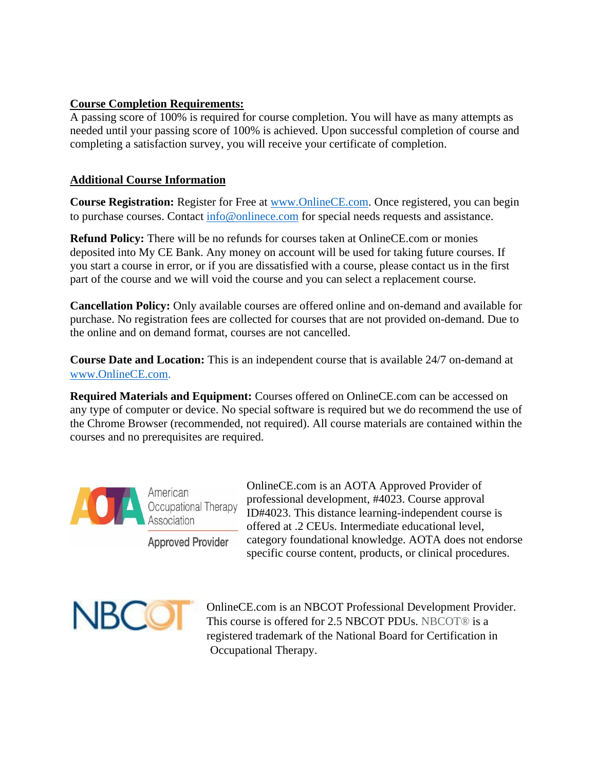**Course Completion Requirements:**

A passing score of 100% is required for course completion. You will have as many attempts as needed until your passing score of 100% is achieved. Upon successful completion of course and completing a satisfaction survey, you will receive your certificate of completion.

**Additional Course Information**

**Course Registration:** Register for Free at www.OnlineCE.com. Once registered, you can begin to purchase courses. Contact info@onlinece.com for special needs requests and assistance.

**Refund Policy:** There will be no refunds for courses taken at OnlineCE.com or monies deposited into My CE Bank. Any money on account will be used for taking future courses. If you start a course in error, or if you are dissatisfied with a course, please contact us in the first part of the course and we will void the course and you can select a replacement course.

**Cancellation Policy:** Only available courses are offered online and on-demand and available for purchase. No registration fees are collected for courses that are not provided on-demand. Due to the online and on demand format, courses are not cancelled.

**Course Date and Location:** This is an independent course that is available 24/7 on-demand at www.OnlineCE.com.

**Required Materials and Equipment:** Courses offered on OnlineCE.com can be accessed on any type of computer or device. No special software is required but we do recommend the use of the Chrome Browser (recommended, not required). All course materials are contained within the courses and no prerequisites are required.

AOTA American Occupational Therapy Association Approved Provider

OnlineCE.com is an AOTA Approved Provider of professional development, #4023. Course approval ID#4023. This distance learning-independent course is offered at .2 CEUs. Intermediate educational level, category foundational knowledge. AOTA does not endorse specific course content, products, or clinical procedures.

NBCOT

OnlineCE.com is an NBCOT Professional Development Provider. This course is offered for 2.5 NBCOT PDUs. NBCOT® is a registered trademark of the National Board for Certification in Occupational Therapy.